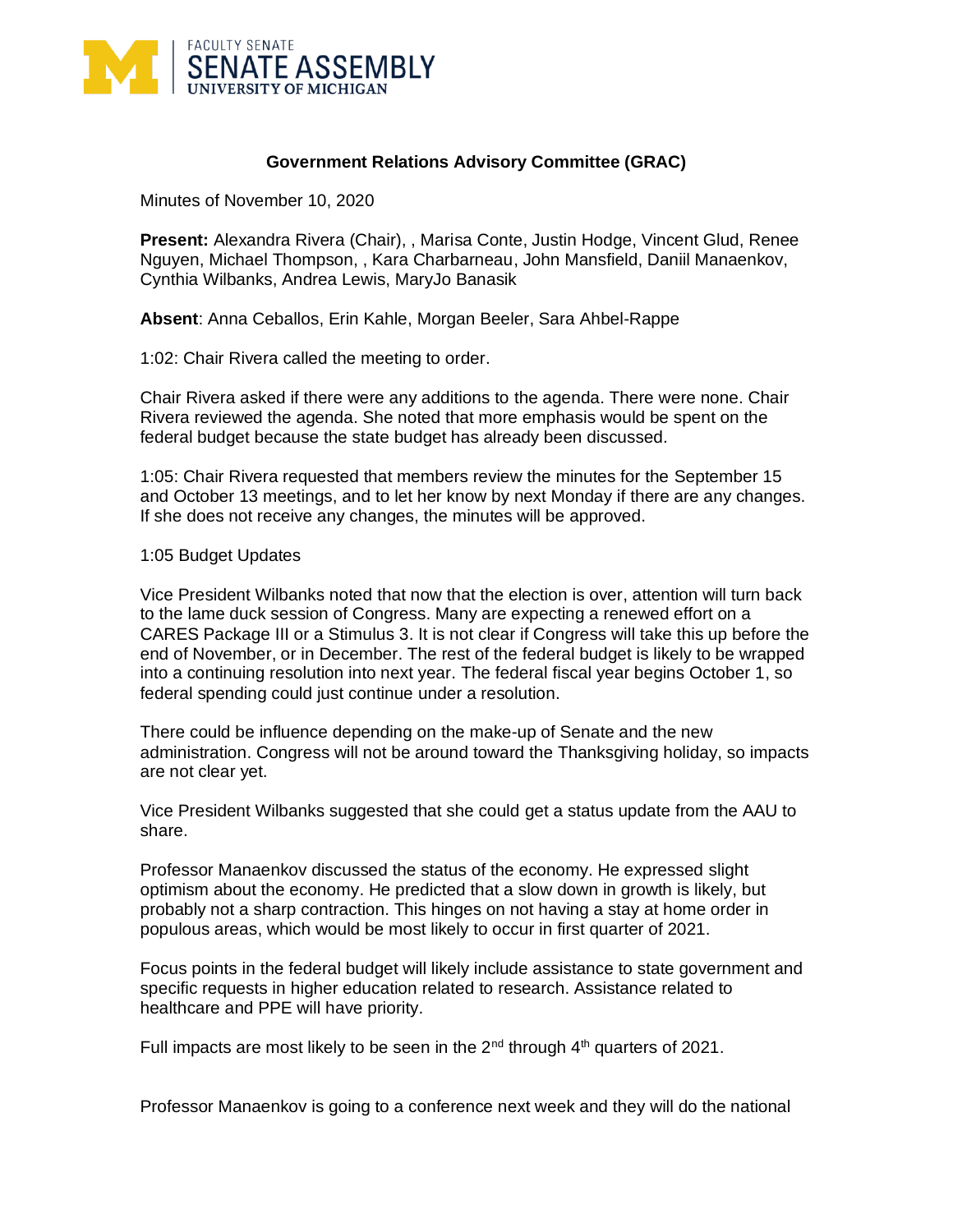FACULTY SENATE
SENATE ASSEMBLY
UNIVERSITY OF MICHIGAN

# Government Relations Advisory Committee (GRAC)

Minutes of November 10, 2020

**Present:** Alexandra Rivera (Chair), , Marisa Conte, Justin Hodge, Vincent Glud, Renee Nguyen, Michael Thompson, , Kara Charbarneau, John Mansfield, Daniil Manaenkov, Cynthia Wilbanks, Andrea Lewis, MaryJo Banasik

**Absent**: Anna Ceballos, Erin Kahle, Morgan Beeler, Sara Ahbel-Rappe

1:02: Chair Rivera called the meeting to order.

Chair Rivera asked if there were any additions to the agenda. There were none. Chair Rivera reviewed the agenda. She noted that more emphasis would be spent on the federal budget because the state budget has already been discussed.

1:05: Chair Rivera requested that members review the minutes for the September 15 and October 13 meetings, and to let her know by next Monday if there are any changes. If she does not receive any changes, the minutes will be approved.

1:05 Budget Updates

Vice President Wilbanks noted that now that the election is over, attention will turn back to the lame duck session of Congress. Many are expecting a renewed effort on a CARES Package III or a Stimulus 3. It is not clear if Congress will take this up before the end of November, or in December. The rest of the federal budget is likely to be wrapped into a continuing resolution into next year. The federal fiscal year begins October 1, so federal spending could just continue under a resolution.

There could be influence depending on the make-up of Senate and the new administration. Congress will not be around toward the Thanksgiving holiday, so impacts are not clear yet.

Vice President Wilbanks suggested that she could get a status update from the AAU to share.

Professor Manaenkov discussed the status of the economy. He expressed slight optimism about the economy. He predicted that a slow down in growth is likely, but probably not a sharp contraction. This hinges on not having a stay at home order in populous areas, which would be most likely to occur in first quarter of 2021.

Focus points in the federal budget will likely include assistance to state government and specific requests in higher education related to research. Assistance related to healthcare and PPE will have priority.

Full impacts are most likely to be seen in the 2nd through 4th quarters of 2021.

Professor Manaenkov is going to a conference next week and they will do the national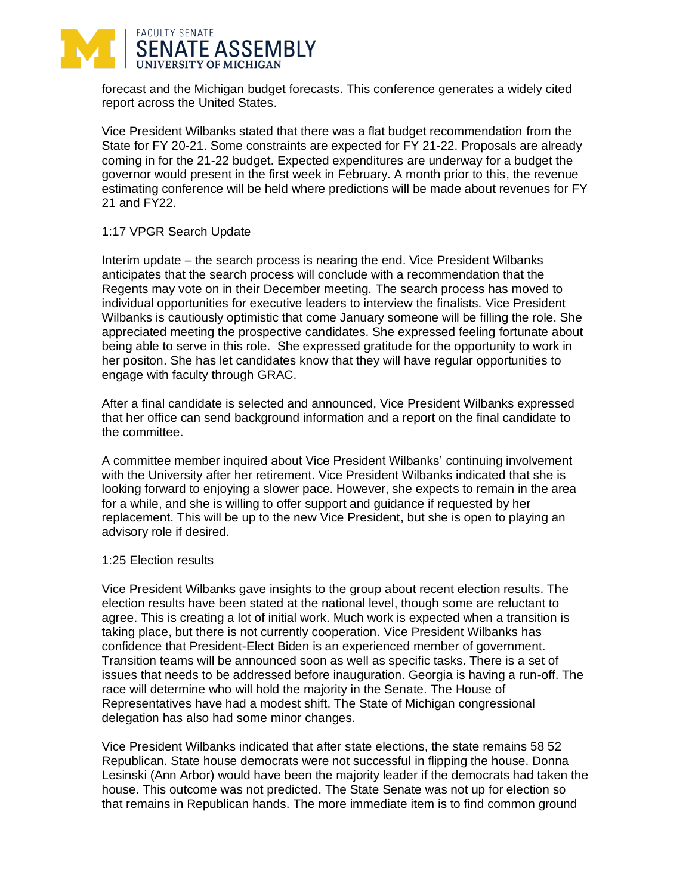forecast and the Michigan budget forecasts. This conference generates a widely cited report across the United States.

Vice President Wilbanks stated that there was a flat budget recommendation from the State for FY 20-21. Some constraints are expected for FY 21-22. Proposals are already coming in for the 21-22 budget. Expected expenditures are underway for a budget the governor would present in the first week in February. A month prior to this, the revenue estimating conference will be held where predictions will be made about revenues for FY 21 and FY22.

1:17 VPGR Search Update

Interim update – the search process is nearing the end. Vice President Wilbanks anticipates that the search process will conclude with a recommendation that the Regents may vote on in their December meeting. The search process has moved to individual opportunities for executive leaders to interview the finalists. Vice President Wilbanks is cautiously optimistic that come January someone will be filling the role. She appreciated meeting the prospective candidates. She expressed feeling fortunate about being able to serve in this role. She expressed gratitude for the opportunity to work in her positon. She has let candidates know that they will have regular opportunities to engage with faculty through GRAC.

After a final candidate is selected and announced, Vice President Wilbanks expressed that her office can send background information and a report on the final candidate to the committee.

A committee member inquired about Vice President Wilbanks' continuing involvement with the University after her retirement. Vice President Wilbanks indicated that she is looking forward to enjoying a slower pace. However, she expects to remain in the area for a while, and she is willing to offer support and guidance if requested by her replacement. This will be up to the new Vice President, but she is open to playing an advisory role if desired.

1:25 Election results

Vice President Wilbanks gave insights to the group about recent election results. The election results have been stated at the national level, though some are reluctant to agree. This is creating a lot of initial work. Much work is expected when a transition is taking place, but there is not currently cooperation. Vice President Wilbanks has confidence that President-Elect Biden is an experienced member of government. Transition teams will be announced soon as well as specific tasks. There is a set of issues that needs to be addressed before inauguration. Georgia is having a run-off. The race will determine who will hold the majority in the Senate. The House of Representatives have had a modest shift. The State of Michigan congressional delegation has also had some minor changes.

Vice President Wilbanks indicated that after state elections, the state remains 58 52 Republican. State house democrats were not successful in flipping the house. Donna Lesinski (Ann Arbor) would have been the majority leader if the democrats had taken the house. This outcome was not predicted. The State Senate was not up for election so that remains in Republican hands. The more immediate item is to find common ground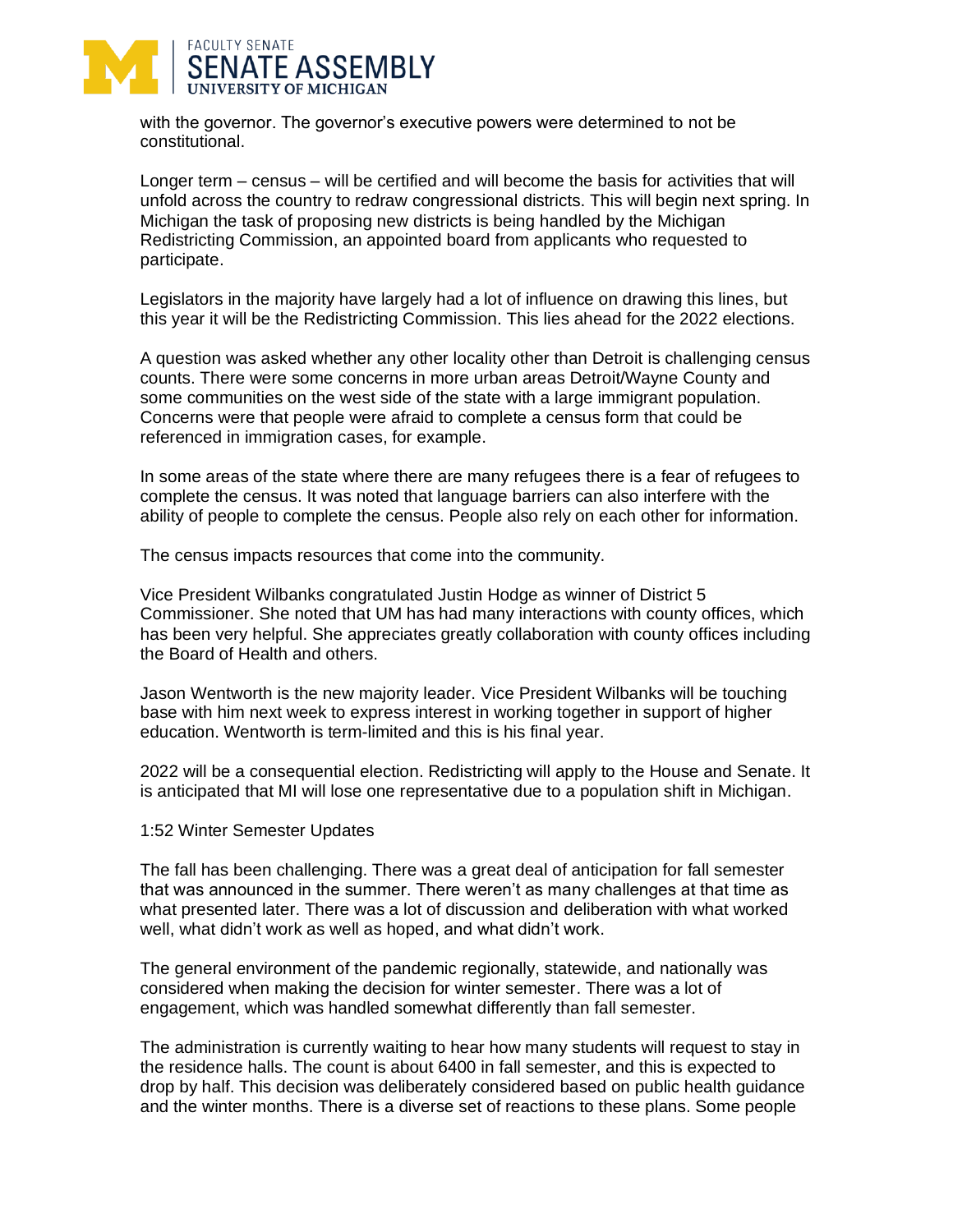with the governor. The governor's executive powers were determined to not be constitutional.

Longer term – census – will be certified and will become the basis for activities that will unfold across the country to redraw congressional districts. This will begin next spring. In Michigan the task of proposing new districts is being handled by the Michigan Redistricting Commission, an appointed board from applicants who requested to participate.

Legislators in the majority have largely had a lot of influence on drawing this lines, but this year it will be the Redistricting Commission. This lies ahead for the 2022 elections.

A question was asked whether any other locality other than Detroit is challenging census counts. There were some concerns in more urban areas Detroit/Wayne County and some communities on the west side of the state with a large immigrant population. Concerns were that people were afraid to complete a census form that could be referenced in immigration cases, for example.

In some areas of the state where there are many refugees there is a fear of refugees to complete the census. It was noted that language barriers can also interfere with the ability of people to complete the census. People also rely on each other for information.

The census impacts resources that come into the community.

Vice President Wilbanks congratulated Justin Hodge as winner of District 5 Commissioner. She noted that UM has had many interactions with county offices, which has been very helpful. She appreciates greatly collaboration with county offices including the Board of Health and others.

Jason Wentworth is the new majority leader. Vice President Wilbanks will be touching base with him next week to express interest in working together in support of higher education. Wentworth is term-limited and this is his final year.

2022 will be a consequential election. Redistricting will apply to the House and Senate. It is anticipated that MI will lose one representative due to a population shift in Michigan.

1:52 Winter Semester Updates

The fall has been challenging. There was a great deal of anticipation for fall semester that was announced in the summer. There weren't as many challenges at that time as what presented later. There was a lot of discussion and deliberation with what worked well, what didn't work as well as hoped, and what didn't work.

The general environment of the pandemic regionally, statewide, and nationally was considered when making the decision for winter semester. There was a lot of engagement, which was handled somewhat differently than fall semester.

The administration is currently waiting to hear how many students will request to stay in the residence halls. The count is about 6400 in fall semester, and this is expected to drop by half. This decision was deliberately considered based on public health guidance and the winter months. There is a diverse set of reactions to these plans. Some people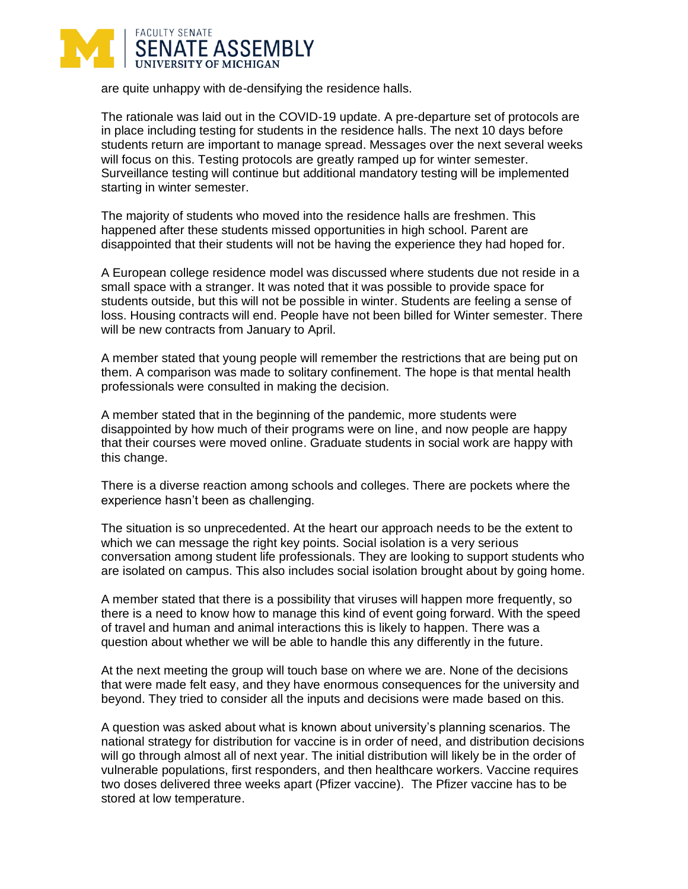are quite unhappy with de-densifying the residence halls.

The rationale was laid out in the COVID-19 update. A pre-departure set of protocols are in place including testing for students in the residence halls. The next 10 days before students return are important to manage spread. Messages over the next several weeks will focus on this. Testing protocols are greatly ramped up for winter semester. Surveillance testing will continue but additional mandatory testing will be implemented starting in winter semester.

The majority of students who moved into the residence halls are freshmen. This happened after these students missed opportunities in high school. Parent are disappointed that their students will not be having the experience they had hoped for.

A European college residence model was discussed where students due not reside in a small space with a stranger. It was noted that it was possible to provide space for students outside, but this will not be possible in winter. Students are feeling a sense of loss. Housing contracts will end. People have not been billed for Winter semester. There will be new contracts from January to April.

A member stated that young people will remember the restrictions that are being put on them. A comparison was made to solitary confinement. The hope is that mental health professionals were consulted in making the decision.

A member stated that in the beginning of the pandemic, more students were disappointed by how much of their programs were on line, and now people are happy that their courses were moved online. Graduate students in social work are happy with this change.

There is a diverse reaction among schools and colleges. There are pockets where the experience hasn't been as challenging.

The situation is so unprecedented. At the heart our approach needs to be the extent to which we can message the right key points. Social isolation is a very serious conversation among student life professionals. They are looking to support students who are isolated on campus. This also includes social isolation brought about by going home.

A member stated that there is a possibility that viruses will happen more frequently, so there is a need to know how to manage this kind of event going forward. With the speed of travel and human and animal interactions this is likely to happen. There was a question about whether we will be able to handle this any differently in the future.

At the next meeting the group will touch base on where we are. None of the decisions that were made felt easy, and they have enormous consequences for the university and beyond. They tried to consider all the inputs and decisions were made based on this.

A question was asked about what is known about university's planning scenarios. The national strategy for distribution for vaccine is in order of need, and distribution decisions will go through almost all of next year. The initial distribution will likely be in the order of vulnerable populations, first responders, and then healthcare workers. Vaccine requires two doses delivered three weeks apart (Pfizer vaccine). The Pfizer vaccine has to be stored at low temperature.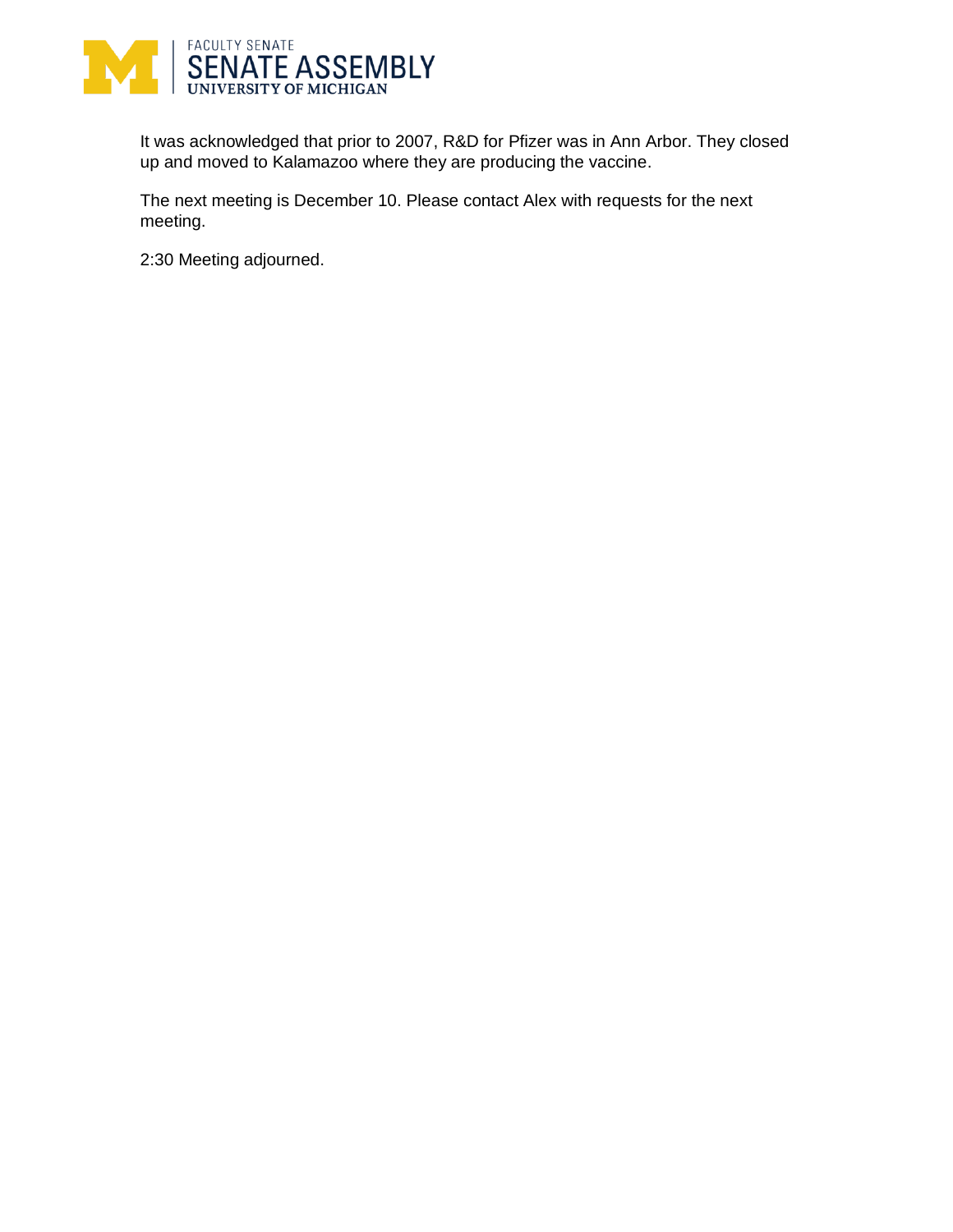It was acknowledged that prior to 2007, R&D for Pfizer was in Ann Arbor. They closed up and moved to Kalamazoo where they are producing the vaccine.

The next meeting is December 10. Please contact Alex with requests for the next meeting.

2:30 Meeting adjourned.